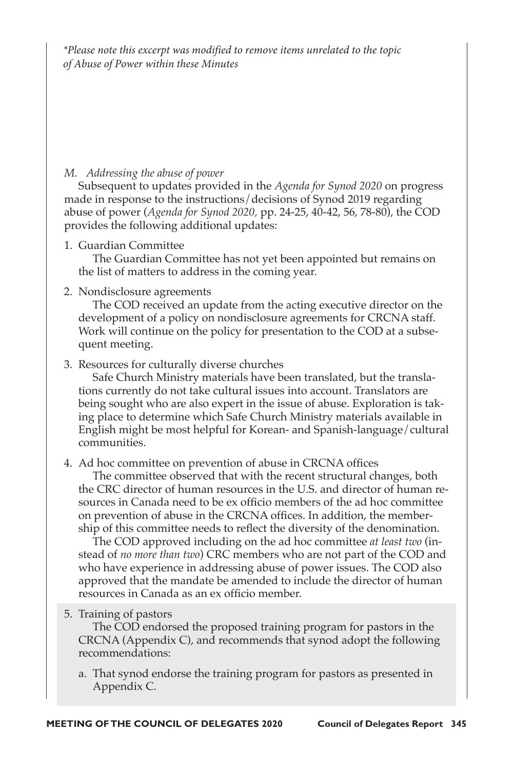*\*Please note this excerpt was modified to remove items unrelated to the topic of Abuse of Power within these Minutes*

*M. Addressing the abuse of power*

Subsequent to updates provided in the *Agenda for Synod 2020* on progress made in response to the instructions/decisions of Synod 2019 regarding abuse of power (*Agenda for Synod 2020,* pp. 24-25, 40-42, 56, 78-80), the COD provides the following additional updates:

1. Guardian Committee

   The Guardian Committee has not yet been appointed but remains on the list of matters to address in the coming year.

2. Nondisclosure agreements

   The COD received an update from the acting executive director on the development of a policy on nondisclosure agreements for CRCNA staff. Work will continue on the policy for presentation to the COD at a subsequent meeting.

3. Resources for culturally diverse churches

   Safe Church Ministry materials have been translated, but the translations currently do not take cultural issues into account. Translators are being sought who are also expert in the issue of abuse. Exploration is taking place to determine which Safe Church Ministry materials available in English might be most helpful for Korean- and Spanish-language/cultural communities.

4. Ad hoc committee on prevention of abuse in CRCNA offices

   The committee observed that with the recent structural changes, both the CRC director of human resources in the U.S. and director of human resources in Canada need to be ex officio members of the ad hoc committee on prevention of abuse in the CRCNA offices. In addition, the membership of this committee needs to reflect the diversity of the denomination.

   The COD approved including on the ad hoc committee *at least two* (instead of *no more than two*) CRC members who are not part of the COD and who have experience in addressing abuse of power issues. The COD also approved that the mandate be amended to include the director of human resources in Canada as an ex officio member.

5. Training of pastors

   The COD endorsed the proposed training program for pastors in the CRCNA (Appendix C), and recommends that synod adopt the following recommendations:

   a. That synod endorse the training program for pastors as presented in Appendix C.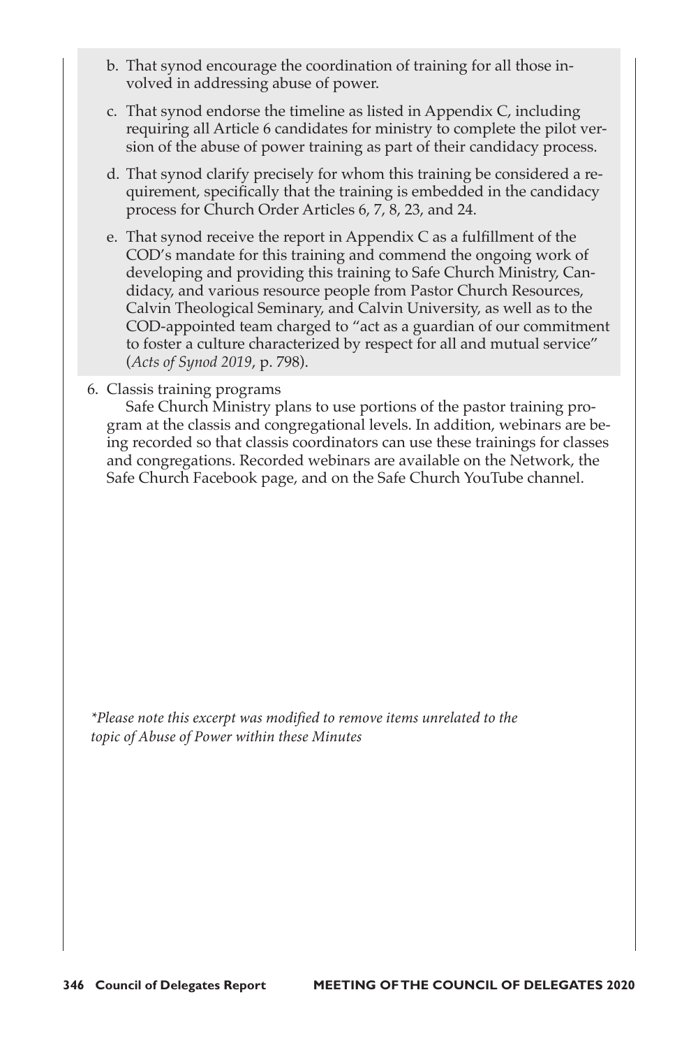b. That synod encourage the coordination of training for all those involved in addressing abuse of power.

c. That synod endorse the timeline as listed in Appendix C, including requiring all Article 6 candidates for ministry to complete the pilot version of the abuse of power training as part of their candidacy process.

d. That synod clarify precisely for whom this training be considered a requirement, specifically that the training is embedded in the candidacy process for Church Order Articles 6, 7, 8, 23, and 24.

e. That synod receive the report in Appendix C as a fulfillment of the COD's mandate for this training and commend the ongoing work of developing and providing this training to Safe Church Ministry, Candidacy, and various resource people from Pastor Church Resources, Calvin Theological Seminary, and Calvin University, as well as to the COD-appointed team charged to "act as a guardian of our commitment to foster a culture characterized by respect for all and mutual service" (*Acts of Synod 2019*, p. 798).

6. Classis training programs

Safe Church Ministry plans to use portions of the pastor training program at the classis and congregational levels. In addition, webinars are being recorded so that classis coordinators can use these trainings for classes and congregations. Recorded webinars are available on the Network, the Safe Church Facebook page, and on the Safe Church YouTube channel.

*\*Please note this excerpt was modified to remove items unrelated to the topic of Abuse of Power within these Minutes*